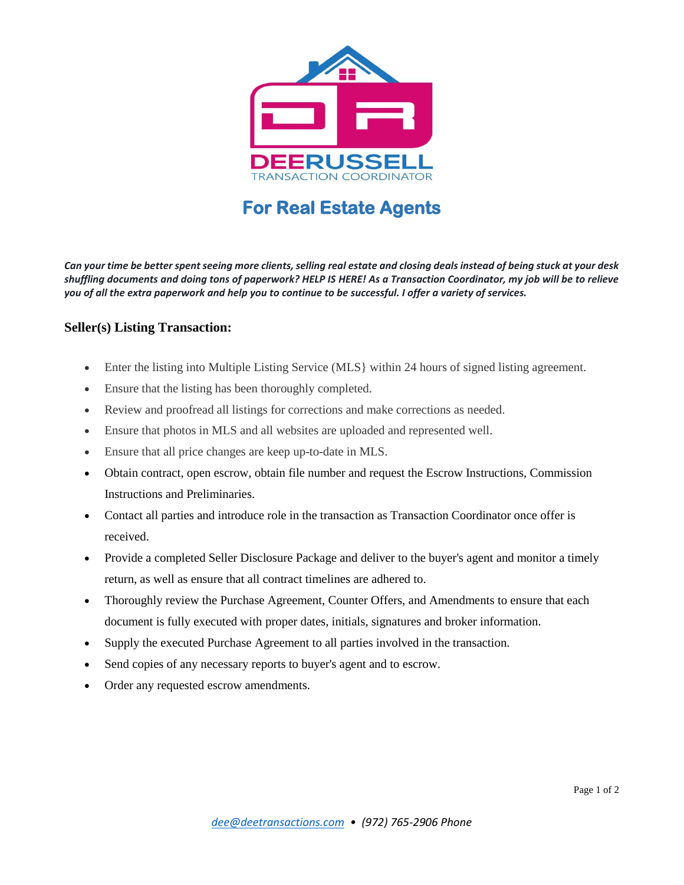DEERUSSELL
TRANSACTION COORDINATOR

# For Real Estate Agents

***Can your time be better spent seeing more clients, selling real estate and closing deals instead of being stuck at your desk shuffling documents and doing tons of paperwork? HELP IS HERE! As a Transaction Coordinator, my job will be to relieve you of all the extra paperwork and help you to continue to be successful. I offer a variety of services.***

## Seller(s) Listing Transaction:

- Enter the listing into Multiple Listing Service (MLS} within 24 hours of signed listing agreement.
- Ensure that the listing has been thoroughly completed.
- Review and proofread all listings for corrections and make corrections as needed.
- Ensure that photos in MLS and all websites are uploaded and represented well.
- Ensure that all price changes are keep up-to-date in MLS.
- Obtain contract, open escrow, obtain file number and request the Escrow Instructions, Commission Instructions and Preliminaries.
- Contact all parties and introduce role in the transaction as Transaction Coordinator once offer is received.
- Provide a completed Seller Disclosure Package and deliver to the buyer's agent and monitor a timely return, as well as ensure that all contract timelines are adhered to.
- Thoroughly review the Purchase Agreement, Counter Offers, and Amendments to ensure that each document is fully executed with proper dates, initials, signatures and broker information.
- Supply the executed Purchase Agreement to all parties involved in the transaction.
- Send copies of any necessary reports to buyer's agent and to escrow.
- Order any requested escrow amendments.

*dee@deetransactions.com • (972) 765-2906 Phone*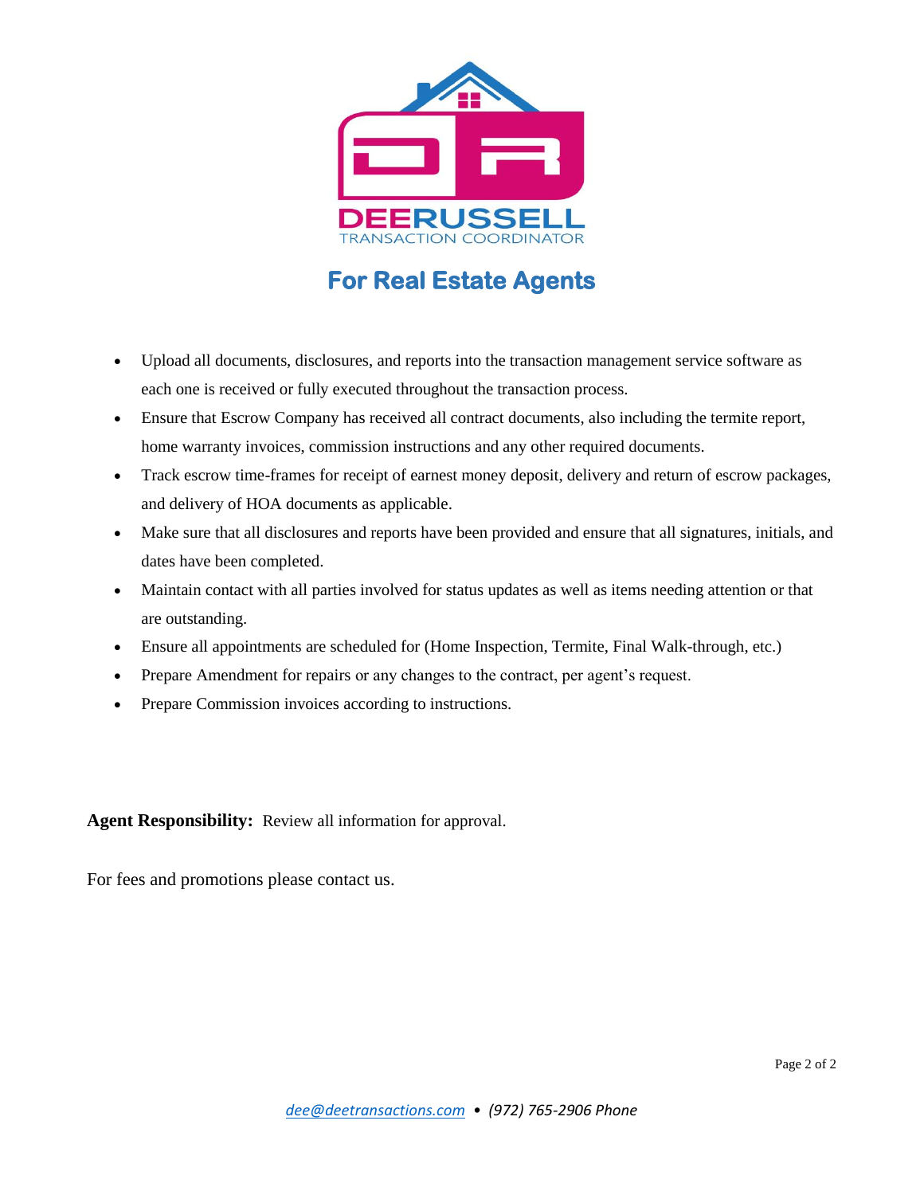DEERUSSELL
TRANSACTION COORDINATOR

## For Real Estate Agents

- Upload all documents, disclosures, and reports into the transaction management service software as each one is received or fully executed throughout the transaction process.
- Ensure that Escrow Company has received all contract documents, also including the termite report, home warranty invoices, commission instructions and any other required documents.
- Track escrow time-frames for receipt of earnest money deposit, delivery and return of escrow packages, and delivery of HOA documents as applicable.
- Make sure that all disclosures and reports have been provided and ensure that all signatures, initials, and dates have been completed.
- Maintain contact with all parties involved for status updates as well as items needing attention or that are outstanding.
- Ensure all appointments are scheduled for (Home Inspection, Termite, Final Walk-through, etc.)
- Prepare Amendment for repairs or any changes to the contract, per agent's request.
- Prepare Commission invoices according to instructions.

**Agent Responsibility:** Review all information for approval.

For fees and promotions please contact us.

*dee@deetransactions.com • (972) 765-2906 Phone*